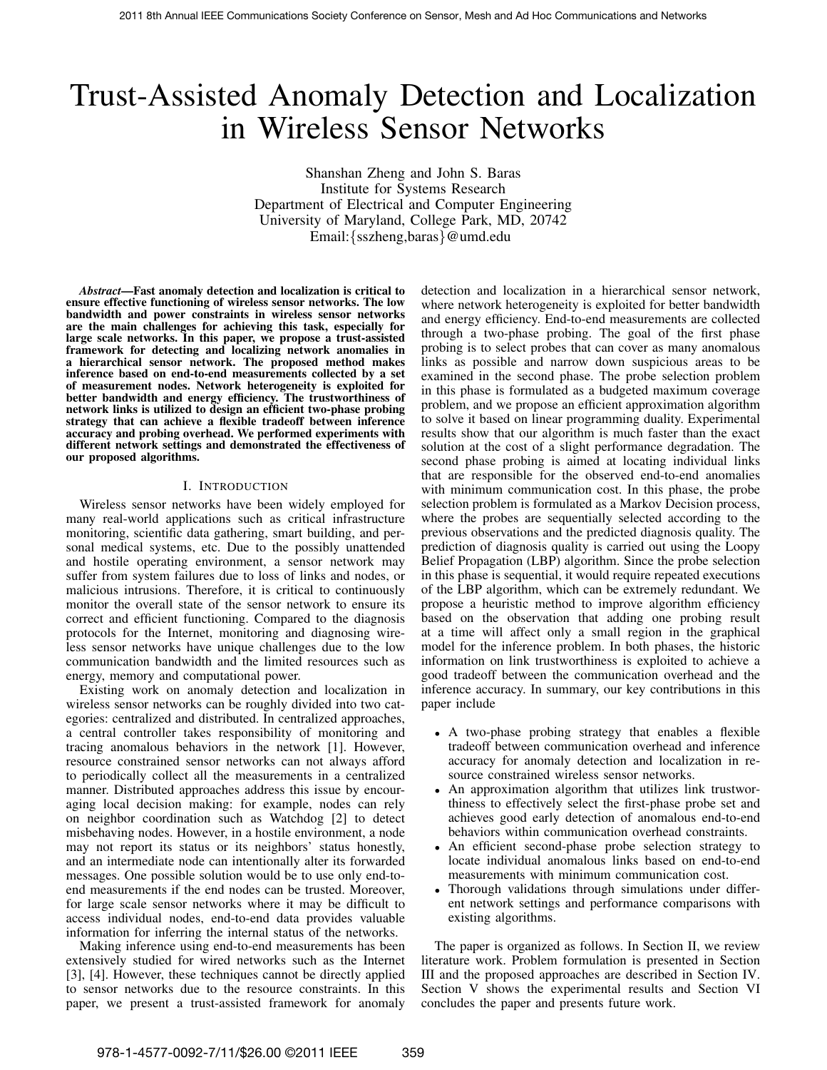# Trust-Assisted Anomaly Detection and Localization in Wireless Sensor Networks

Shanshan Zheng and John S. Baras
Institute for Systems Research
Department of Electrical and Computer Engineering
University of Maryland, College Park, MD, 20742
Email:{sszheng,baras}@umd.edu

***Abstract*—Fast anomaly detection and localization is critical to ensure effective functioning of wireless sensor networks. The low bandwidth and power constraints in wireless sensor networks are the main challenges for achieving this task, especially for large scale networks. In this paper, we propose a trust-assisted framework for detecting and localizing network anomalies in a hierarchical sensor network. The proposed method makes inference based on end-to-end measurements collected by a set of measurement nodes. Network heterogeneity is exploited for better bandwidth and energy efficiency. The trustworthiness of network links is utilized to design an efficient two-phase probing strategy that can achieve a flexible tradeoff between inference accuracy and probing overhead. We performed experiments with different network settings and demonstrated the effectiveness of our proposed algorithms.**

## I. Introduction

Wireless sensor networks have been widely employed for many real-world applications such as critical infrastructure monitoring, scientific data gathering, smart building, and personal medical systems, etc. Due to the possibly unattended and hostile operating environment, a sensor network may suffer from system failures due to loss of links and nodes, or malicious intrusions. Therefore, it is critical to continuously monitor the overall state of the sensor network to ensure its correct and efficient functioning. Compared to the diagnosis protocols for the Internet, monitoring and diagnosing wireless sensor networks have unique challenges due to the low communication bandwidth and the limited resources such as energy, memory and computational power.

Existing work on anomaly detection and localization in wireless sensor networks can be roughly divided into two categories: centralized and distributed. In centralized approaches, a central controller takes responsibility of monitoring and tracing anomalous behaviors in the network [1]. However, resource constrained sensor networks can not always afford to periodically collect all the measurements in a centralized manner. Distributed approaches address this issue by encouraging local decision making: for example, nodes can rely on neighbor coordination such as Watchdog [2] to detect misbehaving nodes. However, in a hostile environment, a node may not report its status or its neighbors' status honestly, and an intermediate node can intentionally alter its forwarded messages. One possible solution would be to use only end-to-end measurements if the end nodes can be trusted. Moreover, for large scale sensor networks where it may be difficult to access individual nodes, end-to-end data provides valuable information for inferring the internal status of the networks.

Making inference using end-to-end measurements has been extensively studied for wired networks such as the Internet [3], [4]. However, these techniques cannot be directly applied to sensor networks due to the resource constraints. In this paper, we present a trust-assisted framework for anomaly detection and localization in a hierarchical sensor network, where network heterogeneity is exploited for better bandwidth and energy efficiency. End-to-end measurements are collected through a two-phase probing. The goal of the first phase probing is to select probes that can cover as many anomalous links as possible and narrow down suspicious areas to be examined in the second phase. The probe selection problem in this phase is formulated as a budgeted maximum coverage problem, and we propose an efficient approximation algorithm to solve it based on linear programming duality. Experimental results show that our algorithm is much faster than the exact solution at the cost of a slight performance degradation. The second phase probing is aimed at locating individual links that are responsible for the observed end-to-end anomalies with minimum communication cost. In this phase, the probe selection problem is formulated as a Markov Decision process, where the probes are sequentially selected according to the previous observations and the predicted diagnosis quality. The prediction of diagnosis quality is carried out using the Loopy Belief Propagation (LBP) algorithm. Since the probe selection in this phase is sequential, it would require repeated executions of the LBP algorithm, which can be extremely redundant. We propose a heuristic method to improve algorithm efficiency based on the observation that adding one probing result at a time will affect only a small region in the graphical model for the inference problem. In both phases, the historic information on link trustworthiness is exploited to achieve a good tradeoff between the communication overhead and the inference accuracy. In summary, our key contributions in this paper include

- A two-phase probing strategy that enables a flexible tradeoff between communication overhead and inference accuracy for anomaly detection and localization in resource constrained wireless sensor networks.
- An approximation algorithm that utilizes link trustworthiness to effectively select the first-phase probe set and achieves good early detection of anomalous end-to-end behaviors within communication overhead constraints.
- An efficient second-phase probe selection strategy to locate individual anomalous links based on end-to-end measurements with minimum communication cost.
- Thorough validations through simulations under different network settings and performance comparisons with existing algorithms.

The paper is organized as follows. In Section II, we review literature work. Problem formulation is presented in Section III and the proposed approaches are described in Section IV. Section V shows the experimental results and Section VI concludes the paper and presents future work.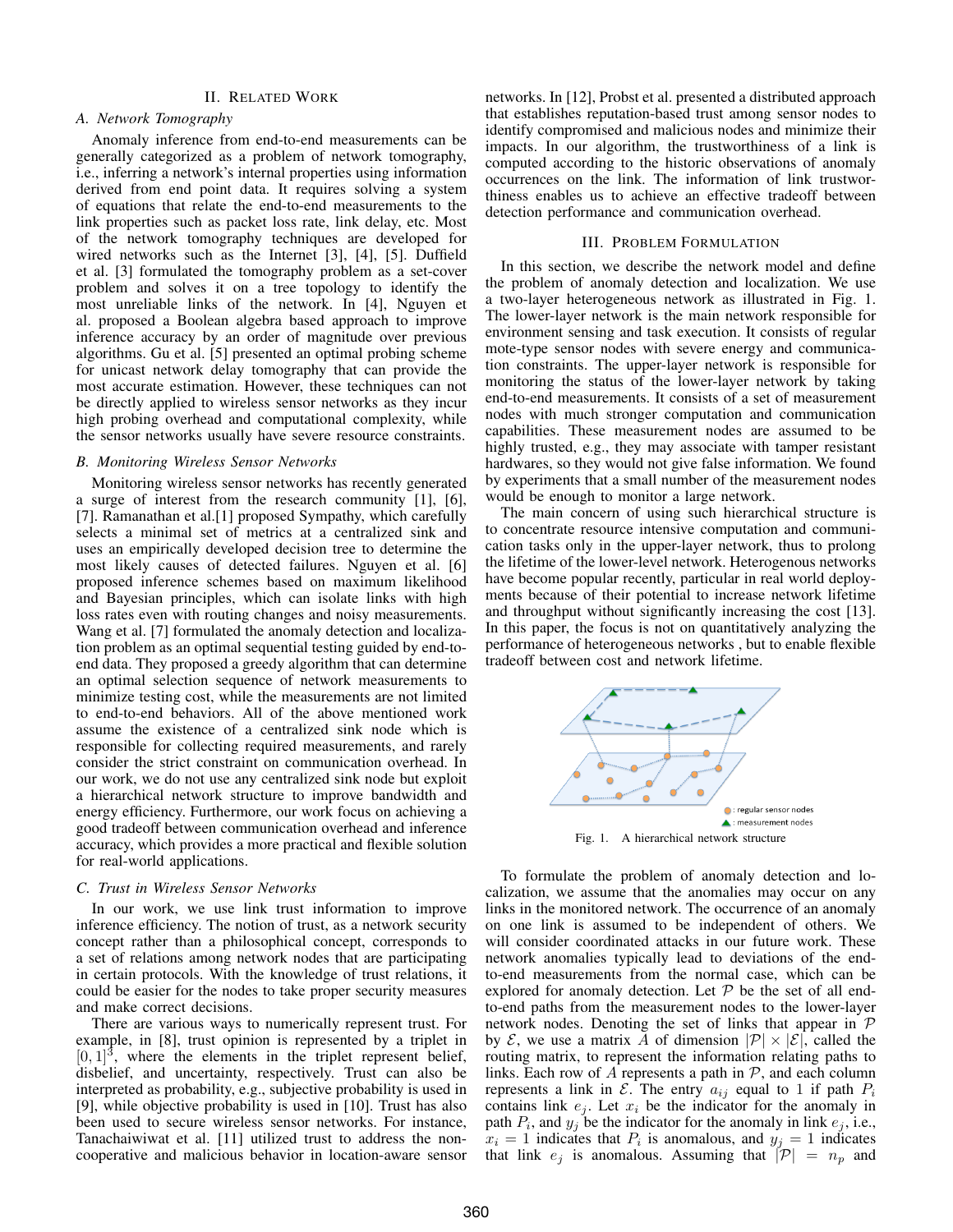## II. Related Work

### A. Network Tomography

Anomaly inference from end-to-end measurements can be generally categorized as a problem of network tomography, i.e., inferring a network's internal properties using information derived from end point data. It requires solving a system of equations that relate the end-to-end measurements to the link properties such as packet loss rate, link delay, etc. Most of the network tomography techniques are developed for wired networks such as the Internet [3], [4], [5]. Duffield et al. [3] formulated the tomography problem as a set-cover problem and solves it on a tree topology to identify the most unreliable links of the network. In [4], Nguyen et al. proposed a Boolean algebra based approach to improve inference accuracy by an order of magnitude over previous algorithms. Gu et al. [5] presented an optimal probing scheme for unicast network delay tomography that can provide the most accurate estimation. However, these techniques can not be directly applied to wireless sensor networks as they incur high probing overhead and computational complexity, while the sensor networks usually have severe resource constraints.

### B. Monitoring Wireless Sensor Networks

Monitoring wireless sensor networks has recently generated a surge of interest from the research community [1], [6], [7]. Ramanathan et al.[1] proposed Sympathy, which carefully selects a minimal set of metrics at a centralized sink and uses an empirically developed decision tree to determine the most likely causes of detected failures. Nguyen et al. [6] proposed inference schemes based on maximum likelihood and Bayesian principles, which can isolate links with high loss rates even with routing changes and noisy measurements. Wang et al. [7] formulated the anomaly detection and localization problem as an optimal sequential testing guided by end-to-end data. They proposed a greedy algorithm that can determine an optimal selection sequence of network measurements to minimize testing cost, while the measurements are not limited to end-to-end behaviors. All of the above mentioned work assume the existence of a centralized sink node which is responsible for collecting required measurements, and rarely consider the strict constraint on communication overhead. In our work, we do not use any centralized sink node but exploit a hierarchical network structure to improve bandwidth and energy efficiency. Furthermore, our work focus on achieving a good tradeoff between communication overhead and inference accuracy, which provides a more practical and flexible solution for real-world applications.

### C. Trust in Wireless Sensor Networks

In our work, we use link trust information to improve inference efficiency. The notion of trust, as a network security concept rather than a philosophical concept, corresponds to a set of relations among network nodes that are participating in certain protocols. With the knowledge of trust relations, it could be easier for the nodes to take proper security measures and make correct decisions.

There are various ways to numerically represent trust. For example, in [8], trust opinion is represented by a triplet in $[0,1]^3$, where the elements in the triplet represent belief, disbelief, and uncertainty, respectively. Trust can also be interpreted as probability, e.g., subjective probability is used in [9], while objective probability is used in [10]. Trust has also been used to secure wireless sensor networks. For instance, Tanachaiwiwat et al. [11] utilized trust to address the non-cooperative and malicious behavior in location-aware sensor networks. In [12], Probst et al. presented a distributed approach that establishes reputation-based trust among sensor nodes to identify compromised and malicious nodes and minimize their impacts. In our algorithm, the trustworthiness of a link is computed according to the historic observations of anomaly occurrences on the link. The information of link trustworthiness enables us to achieve an effective tradeoff between detection performance and communication overhead.

## III. Problem Formulation

In this section, we describe the network model and define the problem of anomaly detection and localization. We use a two-layer heterogeneous network as illustrated in Fig. 1. The lower-layer network is the main network responsible for environment sensing and task execution. It consists of regular mote-type sensor nodes with severe energy and communication constraints. The upper-layer network is responsible for monitoring the status of the lower-layer network by taking end-to-end measurements. It consists of a set of measurement nodes with much stronger computation and communication capabilities. These measurement nodes are assumed to be highly trusted, e.g., they may associate with tamper resistant hardwares, so they would not give false information. We found by experiments that a small number of the measurement nodes would be enough to monitor a large network.

The main concern of using such hierarchical structure is to concentrate resource intensive computation and communication tasks only in the upper-layer network, thus to prolong the lifetime of the lower-level network. Heterogenous networks have become popular recently, particular in real world deployments because of their potential to increase network lifetime and throughput without significantly increasing the cost [13]. In this paper, the focus is not on quantitatively analyzing the performance of heterogeneous networks , but to enable flexible tradeoff between cost and network lifetime.

●: regular sensor nodes
▲: measurement nodes

Fig. 1. A hierarchical network structure

To formulate the problem of anomaly detection and localization, we assume that the anomalies may occur on any links in the monitored network. The occurrence of an anomaly on one link is assumed to be independent of others. We will consider coordinated attacks in our future work. These network anomalies typically lead to deviations of the end-to-end measurements from the normal case, which can be explored for anomaly detection. Let $\mathcal{P}$ be the set of all end-to-end paths from the measurement nodes to the lower-layer network nodes. Denoting the set of links that appear in $\mathcal{P}$ by $\mathcal{E}$, we use a matrix $A$ of dimension $|\mathcal{P}| \times |\mathcal{E}|$, called the routing matrix, to represent the information relating paths to links. Each row of $A$ represents a path in $\mathcal{P}$, and each column represents a link in $\mathcal{E}$. The entry $a_{ij}$ equal to 1 if path $P_i$ contains link $e_j$. Let $x_i$ be the indicator for the anomaly in path $P_i$, and $y_j$ be the indicator for the anomaly in link $e_j$, i.e., $x_i = 1$ indicates that $P_i$ is anomalous, and $y_j = 1$ indicates that link $e_j$ is anomalous. Assuming that $|\mathcal{P}| = n_p$ and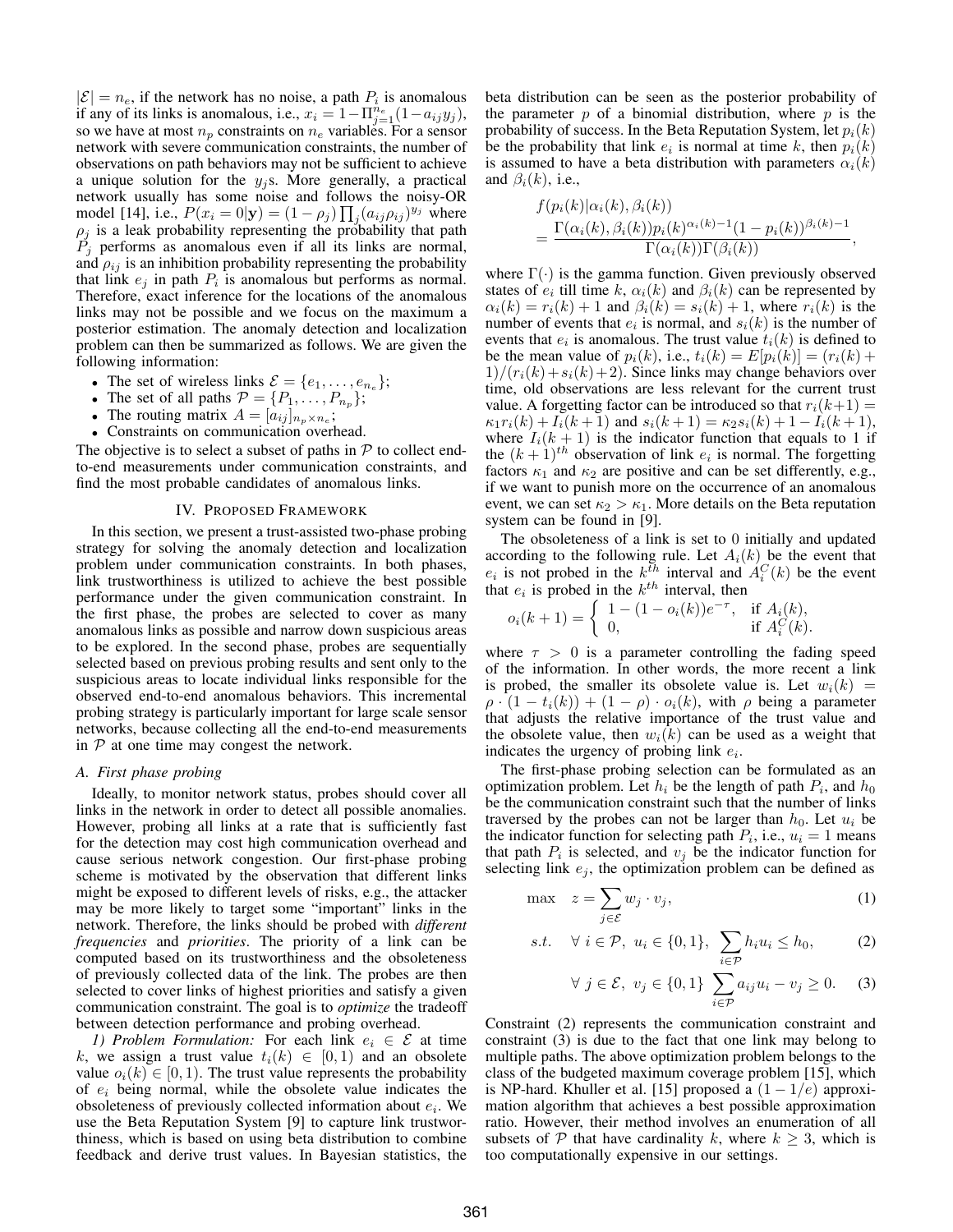$|\mathcal{E}| = n_e$, if the network has no noise, a path $P_i$ is anomalous if any of its links is anomalous, i.e., $x_i = 1 - \Pi_{j=1}^{n_e}(1 - a_{ij}y_j)$, so we have at most $n_p$ constraints on $n_e$ variables. For a sensor network with severe communication constraints, the number of observations on path behaviors may not be sufficient to achieve a unique solution for the $y_j$s. More generally, a practical network usually has some noise and follows the noisy-OR model [14], i.e., $P(x_i = 0|\mathbf{y}) = (1 - \rho_j) \prod_j (a_{ij}\rho_{ij})^{y_j}$ where $\rho_j$ is a leak probability representing the probability that path $P_j$ performs as anomalous even if all its links are normal, and $\rho_{ij}$ is an inhibition probability representing the probability that link $e_j$ in path $P_i$ is anomalous but performs as normal. Therefore, exact inference for the locations of the anomalous links may not be possible and we focus on the maximum a posterior estimation. The anomaly detection and localization problem can then be summarized as follows. We are given the following information:

- The set of wireless links $\mathcal{E} = \{e_1, \ldots, e_{n_e}\}$;
- The set of all paths $\mathcal{P} = \{P_1, \ldots, P_{n_p}\}$;
- The routing matrix $A = [a_{ij}]_{n_p \times n_e}$;
- Constraints on communication overhead.

The objective is to select a subset of paths in $\mathcal{P}$ to collect end-to-end measurements under communication constraints, and find the most probable candidates of anomalous links.

## IV. Proposed Framework

In this section, we present a trust-assisted two-phase probing strategy for solving the anomaly detection and localization problem under communication constraints. In both phases, link trustworthiness is utilized to achieve the best possible performance under the given communication constraint. In the first phase, the probes are selected to cover as many anomalous links as possible and narrow down suspicious areas to be explored. In the second phase, probes are sequentially selected based on previous probing results and sent only to the suspicious areas to locate individual links responsible for the observed end-to-end anomalous behaviors. This incremental probing strategy is particularly important for large scale sensor networks, because collecting all the end-to-end measurements in $\mathcal{P}$ at one time may congest the network.

### A. First phase probing

Ideally, to monitor network status, probes should cover all links in the network in order to detect all possible anomalies. However, probing all links at a rate that is sufficiently fast for the detection may cost high communication overhead and cause serious network congestion. Our first-phase probing scheme is motivated by the observation that different links might be exposed to different levels of risks, e.g., the attacker may be more likely to target some "important" links in the network. Therefore, the links should be probed with *different frequencies* and *priorities*. The priority of a link can be computed based on its trustworthiness and the obsoleteness of previously collected data of the link. The probes are then selected to cover links of highest priorities and satisfy a given communication constraint. The goal is to *optimize* the tradeoff between detection performance and probing overhead.

*1) Problem Formulation:* For each link $e_i \in \mathcal{E}$ at time $k$, we assign a trust value $t_i(k) \in [0, 1)$ and an obsolete value $o_i(k) \in [0, 1)$. The trust value represents the probability of $e_i$ being normal, while the obsolete value indicates the obsoleteness of previously collected information about $e_i$. We use the Beta Reputation System [9] to capture link trustworthiness, which is based on using beta distribution to combine feedback and derive trust values. In Bayesian statistics, the beta distribution can be seen as the posterior probability of the parameter $p$ of a binomial distribution, where $p$ is the probability of success. In the Beta Reputation System, let $p_i(k)$ be the probability that link $e_i$ is normal at time $k$, then $p_i(k)$ is assumed to have a beta distribution with parameters $\alpha_i(k)$ and $\beta_i(k)$, i.e.,

$$
\begin{aligned}
&f(p_i(k)|\alpha_i(k), \beta_i(k)) \\
&= \frac{\Gamma(\alpha_i(k), \beta_i(k)) p_i(k)^{\alpha_i(k)-1}(1 - p_i(k))^{\beta_i(k)-1}}{\Gamma(\alpha_i(k))\Gamma(\beta_i(k))},
\end{aligned}
$$

where $\Gamma(\cdot)$ is the gamma function. Given previously observed states of $e_i$ till time $k$, $\alpha_i(k)$ and $\beta_i(k)$ can be represented by $\alpha_i(k) = r_i(k) + 1$ and $\beta_i(k) = s_i(k) + 1$, where $r_i(k)$ is the number of events that $e_i$ is normal, and $s_i(k)$ is the number of events that $e_i$ is anomalous. The trust value $t_i(k)$ is defined to be the mean value of $p_i(k)$, i.e., $t_i(k) = E[p_i(k)] = (r_i(k) + 1)/(r_i(k) + s_i(k) + 2)$. Since links may change behaviors over time, old observations are less relevant for the current trust value. A forgetting factor can be introduced so that $r_i(k+1) = \kappa_1 r_i(k) + I_i(k+1)$ and $s_i(k+1) = \kappa_2 s_i(k) + 1 - I_i(k+1)$, where $I_i(k+1)$ is the indicator function that equals to 1 if the $(k+1)^{th}$ observation of link $e_i$ is normal. The forgetting factors $\kappa_1$ and $\kappa_2$ are positive and can be set differently, e.g., if we want to punish more on the occurrence of an anomalous event, we can set $\kappa_2 > \kappa_1$. More details on the Beta reputation system can be found in [9].

The obsoleteness of a link is set to 0 initially and updated according to the following rule. Let $A_i(k)$ be the event that $e_i$ is not probed in the $k^{th}$ interval and $A_i^C(k)$ be the event that $e_i$ is probed in the $k^{th}$ interval, then

$$
o_i(k+1) = \begin{cases} 1 - (1 - o_i(k))e^{-\tau}, & \text{if } A_i(k), \\ 0, & \text{if } A_i^C(k). \end{cases}
$$

where $\tau > 0$ is a parameter controlling the fading speed of the information. In other words, the more recent a link is probed, the smaller its obsolete value is. Let $w_i(k) = \rho \cdot (1 - t_i(k)) + (1 - \rho) \cdot o_i(k)$, with $\rho$ being a parameter that adjusts the relative importance of the trust value and the obsolete value, then $w_i(k)$ can be used as a weight that indicates the urgency of probing link $e_i$.

The first-phase probing selection can be formulated as an optimization problem. Let $h_i$ be the length of path $P_i$, and $h_0$ be the communication constraint such that the number of links traversed by the probes can not be larger than $h_0$. Let $u_i$ be the indicator function for selecting path $P_i$, i.e., $u_i = 1$ means that path $P_i$ is selected, and $v_j$ be the indicator function for selecting link $e_j$, the optimization problem can be defined as

$$
\max \quad z = \sum_{j \in \mathcal{E}} w_j \cdot v_j, \tag{1}
$$

$$
s.t. \quad \forall\ i \in \mathcal{P},\ u_i \in \{0, 1\},\ \sum_{i \in \mathcal{P}} h_i u_i \leq h_0, \tag{2}
$$

$$
\forall\ j \in \mathcal{E},\ v_j \in \{0, 1\}\ \sum_{i \in \mathcal{P}} a_{ij} u_i - v_j \geq 0. \tag{3}
$$

Constraint (2) represents the communication constraint and constraint (3) is due to the fact that one link may belong to multiple paths. The above optimization problem belongs to the class of the budgeted maximum coverage problem [15], which is NP-hard. Khuller et al. [15] proposed a $(1 - 1/e)$ approximation algorithm that achieves a best possible approximation ratio. However, their method involves an enumeration of all subsets of $\mathcal{P}$ that have cardinality $k$, where $k \geq 3$, which is too computationally expensive in our settings.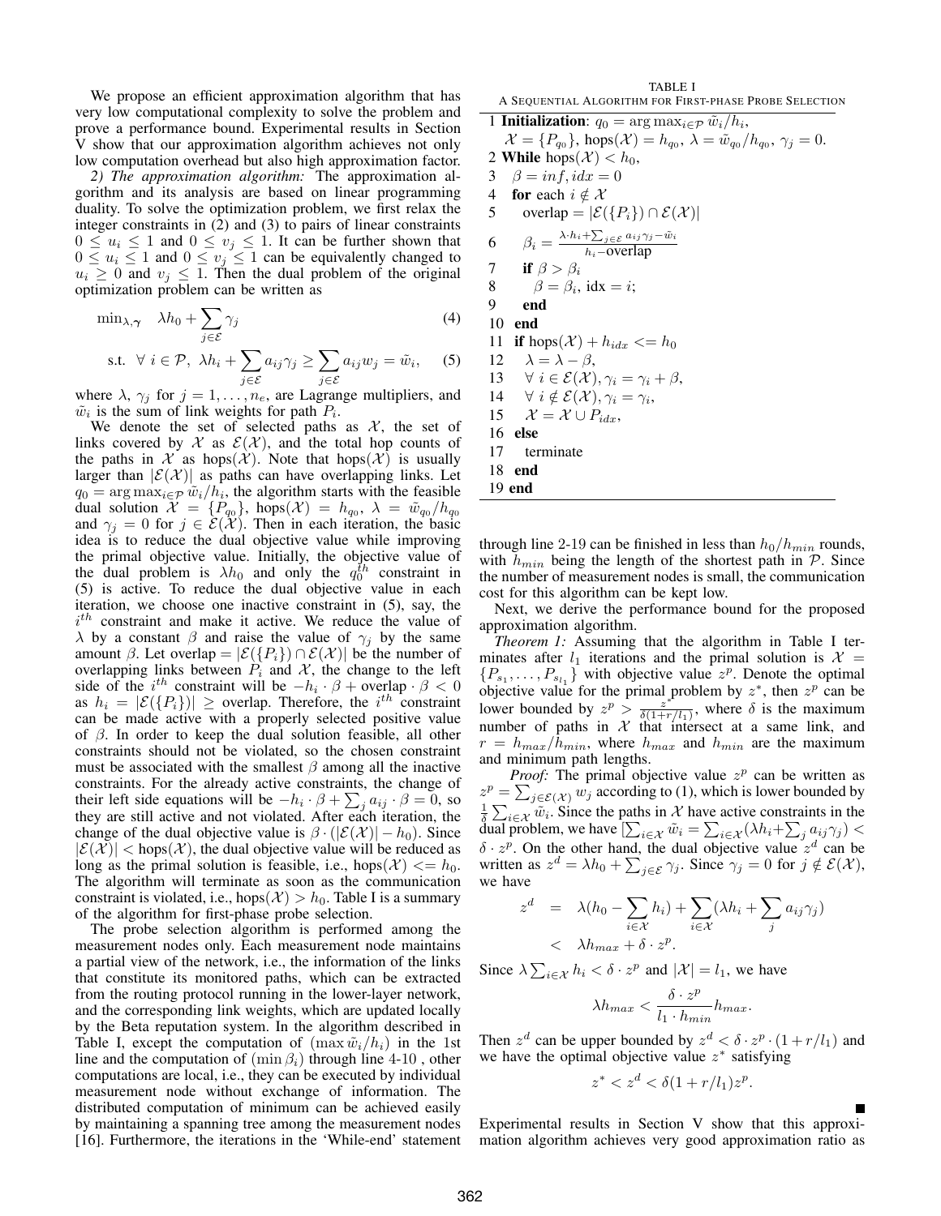We propose an efficient approximation algorithm that has very low computational complexity to solve the problem and prove a performance bound. Experimental results in Section V show that our approximation algorithm achieves not only low computation overhead but also high approximation factor.

*2) The approximation algorithm:* The approximation algorithm and its analysis are based on linear programming duality. To solve the optimization problem, we first relax the integer constraints in (2) and (3) to pairs of linear constraints $0 \leq u_i \leq 1$ and $0 \leq v_j \leq 1$. It can be further shown that $0 \leq u_i \leq 1$ and $0 \leq v_j \leq 1$ can be equivalently changed to $u_i \geq 0$ and $v_j \leq 1$. Then the dual problem of the original optimization problem can be written as

$$\min_{\lambda, \boldsymbol{\gamma}} \quad \lambda h_0 + \sum_{j \in \mathcal{E}} \gamma_j \tag{4}$$

$$\text{s.t.} \;\; \forall\, i \in \mathcal{P},\; \lambda h_i + \sum_{j \in \mathcal{E}} a_{ij}\gamma_j \geq \sum_{j \in \mathcal{E}} a_{ij} w_j = \tilde{w}_i, \tag{5}$$

where $\lambda$, $\gamma_j$ for $j = 1, \ldots, n_e$, are Lagrange multipliers, and $\tilde{w}_i$ is the sum of link weights for path $P_i$.

We denote the set of selected paths as $\mathcal{X}$, the set of links covered by $\mathcal{X}$ as $\mathcal{E}(\mathcal{X})$, and the total hop counts of the paths in $\mathcal{X}$ as hops($\mathcal{X}$). Note that hops($\mathcal{X}$) is usually larger than $|\mathcal{E}(\mathcal{X})|$ as paths can have overlapping links. Let $q_0 = \arg\max_{i \in \mathcal{P}} \tilde{w}_i / h_i$, the algorithm starts with the feasible dual solution $\mathcal{X} = \{P_{q_0}\}$, hops$(\mathcal{X}) = h_{q_0}$, $\lambda = \tilde{w}_{q_0}/h_{q_0}$ and $\gamma_j = 0$ for $j \in \mathcal{E}(\mathcal{X})$. Then in each iteration, the basic idea is to reduce the dual objective value while improving the primal objective value. Initially, the objective value of the dual problem is $\lambda h_0$ and only the $q_0^{th}$ constraint in (5) is active. To reduce the dual objective value in each iteration, we choose one inactive constraint in (5), say, the $i^{th}$ constraint and make it active. We reduce the value of $\lambda$ by a constant $\beta$ and raise the value of $\gamma_j$ by the same amount $\beta$. Let overlap $= |\mathcal{E}(\{P_i\}) \cap \mathcal{E}(\mathcal{X})|$ be the number of overlapping links between $P_i$ and $\mathcal{X}$, the change to the left side of the $i^{th}$ constraint will be $-h_i \cdot \beta + \text{overlap} \cdot \beta < 0$ as $h_i = |\mathcal{E}(\{P_i\})| \geq$ overlap. Therefore, the $i^{th}$ constraint can be made active with a properly selected positive value of $\beta$. In order to keep the dual solution feasible, all other constraints should not be violated, so the chosen constraint must be associated with the smallest $\beta$ among all the inactive constraints. For the already active constraints, the change of their left side equations will be $-h_i \cdot \beta + \sum_j a_{ij} \cdot \beta = 0$, so they are still active and not violated. After each iteration, the change of the dual objective value is $\beta \cdot (|\mathcal{E}(\mathcal{X})| - h_0)$. Since $|\mathcal{E}(\mathcal{X})| <$ hops($\mathcal{X}$), the dual objective value will be reduced as long as the primal solution is feasible, i.e., hops$(\mathcal{X}) <= h_0$. The algorithm will terminate as soon as the communication constraint is violated, i.e., hops$(\mathcal{X}) > h_0$. Table I is a summary of the algorithm for first-phase probe selection.

The probe selection algorithm is performed among the measurement nodes only. Each measurement node maintains a partial view of the network, i.e., the information of the links that constitute its monitored paths, which can be extracted from the routing protocol running in the lower-layer network, and the corresponding link weights, which are updated locally by the Beta reputation system. In the algorithm described in Table I, except the computation of $(\max \tilde{w}_i/h_i)$ in the 1st line and the computation of $(\min \beta_i)$ through line 4-10 , other computations are local, i.e., they can be executed by individual measurement node without exchange of information. The distributed computation of minimum can be achieved easily by maintaining a spanning tree among the measurement nodes [16]. Furthermore, the iterations in the 'While-end' statement through line 2-19 can be finished in less than $h_0/h_{min}$ rounds, with $h_{min}$ being the length of the shortest path in $\mathcal{P}$. Since the number of measurement nodes is small, the communication cost for this algorithm can be kept low.

TABLE I

A Sequential Algorithm for First-phase Probe Selection

```
1  Initialization: q_0 = arg max_{i∈P} w̃_i/h_i,
     X = {P_{q_0}}, hops(X) = h_{q_0}, λ = w̃_{q_0}/h_{q_0}, γ_j = 0.
2  While hops(X) < h_0,
3    β = inf, idx = 0
4    for each i ∉ X
5      overlap = |E({P_i}) ∩ E(X)|
6      β_i = (λ·h_i + Σ_{j∈E} a_ij γ_j − w̃_i) / (h_i − overlap)
7      if β > β_i
8        β = β_i, idx = i;
9      end
10   end
11   if hops(X) + h_idx <= h_0
12     λ = λ − β,
13     ∀ i ∈ E(X), γ_i = γ_i + β,
14     ∀ i ∉ E(X), γ_i = γ_i,
15     X = X ∪ P_idx,
16   else
17     terminate
18   end
19 end
```

Next, we derive the performance bound for the proposed approximation algorithm.

*Theorem 1:* Assuming that the algorithm in Table I terminates after $l_1$ iterations and the primal solution is $\mathcal{X} = \{P_{s_1}, \ldots, P_{s_{l_1}}\}$ with objective value $z^p$. Denote the optimal objective value for the primal problem by $z^*$, then $z^p$ can be lower bounded by $z^p > \frac{z^*}{\delta(1+r/l_1)}$, where $\delta$ is the maximum number of paths in $\mathcal{X}$ that intersect at a same link, and $r = h_{max}/h_{min}$, where $h_{max}$ and $h_{min}$ are the maximum and minimum path lengths.

*Proof:* The primal objective value $z^p$ can be written as $z^p = \sum_{j \in \mathcal{E}(\mathcal{X})} w_j$ according to (1), which is lower bounded by $\frac{1}{\delta}\sum_{i \in \mathcal{X}} \tilde{w}_i$. Since the paths in $\mathcal{X}$ have active constraints in the dual problem, we have $[\sum_{i \in \mathcal{X}} \tilde{w}_i = \sum_{i \in \mathcal{X}} (\lambda h_i + \sum_j a_{ij}\gamma_j) < \delta \cdot z^p$. On the other hand, the dual objective value $z^d$ can be written as $z^d = \lambda h_0 + \sum_{j \in \mathcal{E}} \gamma_j$. Since $\gamma_j = 0$ for $j \notin \mathcal{E}(\mathcal{X})$, we have

$$\begin{aligned} z^d &= \lambda(h_0 - \sum_{i \in \mathcal{X}} h_i) + \sum_{i \in \mathcal{X}} (\lambda h_i + \sum_j a_{ij}\gamma_j) \\ &< \lambda h_{max} + \delta \cdot z^p. \end{aligned}$$

Since $\lambda \sum_{i \in \mathcal{X}} h_i < \delta \cdot z^p$ and $|\mathcal{X}| = l_1$, we have

$$\lambda h_{max} < \frac{\delta \cdot z^p}{l_1 \cdot h_{min}} h_{max}.$$

Then $z^d$ can be upper bounded by $z^d < \delta \cdot z^p \cdot (1 + r/l_1)$ and we have the optimal objective value $z^*$ satisfying

$$z^* < z^d < \delta(1 + r/l_1)z^p.$$

∎

Experimental results in Section V show that this approximation algorithm achieves very good approximation ratio as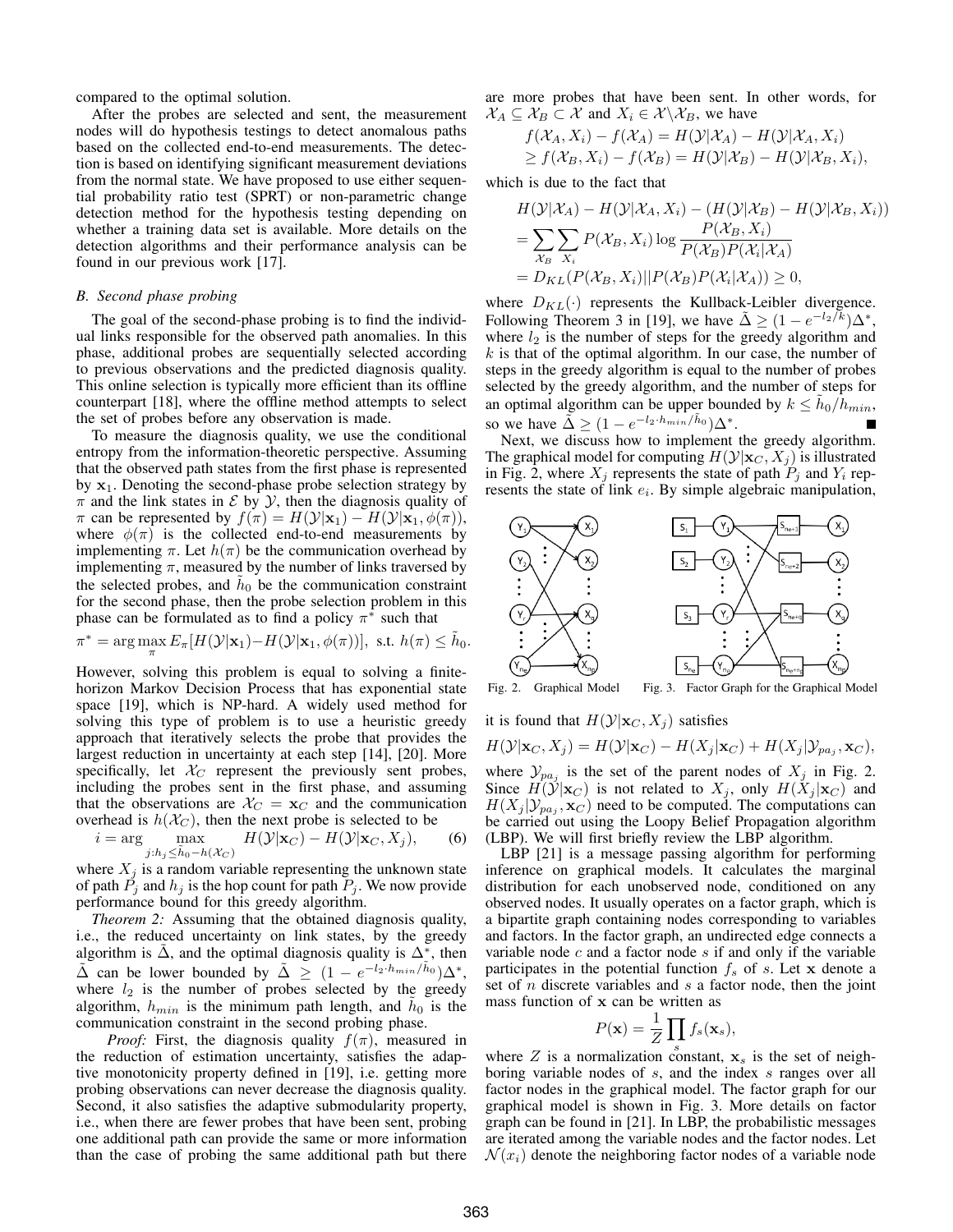compared to the optimal solution.

After the probes are selected and sent, the measurement nodes will do hypothesis testings to detect anomalous paths based on the collected end-to-end measurements. The detection is based on identifying significant measurement deviations from the normal state. We have proposed to use either sequential probability ratio test (SPRT) or non-parametric change detection method for the hypothesis testing depending on whether a training data set is available. More details on the detection algorithms and their performance analysis can be found in our previous work [17].

### *B. Second phase probing*

The goal of the second-phase probing is to find the individual links responsible for the observed path anomalies. In this phase, additional probes are sequentially selected according to previous observations and the predicted diagnosis quality. This online selection is typically more efficient than its offline counterpart [18], where the offline method attempts to select the set of probes before any observation is made.

To measure the diagnosis quality, we use the conditional entropy from the information-theoretic perspective. Assuming that the observed path states from the first phase is represented by $\mathbf{x}_1$. Denoting the second-phase probe selection strategy by $\pi$ and the link states in $\mathcal{E}$ by $\mathcal{Y}$, then the diagnosis quality of $\pi$ can be represented by $f(\pi) = H(\mathcal{Y}|\mathbf{x}_1) - H(\mathcal{Y}|\mathbf{x}_1, \phi(\pi))$, where $\phi(\pi)$ is the collected end-to-end measurements by implementing $\pi$. Let $h(\pi)$ be the communication overhead by implementing $\pi$, measured by the number of links traversed by the selected probes, and $\tilde{h}_0$ be the communication constraint for the second phase, then the probe selection problem in this phase can be formulated as to find a policy $\pi^*$ such that

$$\pi^* = \arg\max_{\pi} E_\pi[H(\mathcal{Y}|\mathbf{x}_1) - H(\mathcal{Y}|\mathbf{x}_1, \phi(\pi))], \text{ s.t. } h(\pi) \leq \tilde{h}_0.$$

However, solving this problem is equal to solving a finite-horizon Markov Decision Process that has exponential state space [19], which is NP-hard. A widely used method for solving this type of problem is to use a heuristic greedy approach that iteratively selects the probe that provides the largest reduction in uncertainty at each step [14], [20]. More specifically, let $\mathcal{X}_C$ represent the previously sent probes, including the probes sent in the first phase, and assuming that the observations are $\mathcal{X}_C = \mathbf{x}_C$ and the communication overhead is $h(\mathcal{X}_C)$, then the next probe is selected to be

$$i = \arg\max_{j: h_j \leq \tilde{h}_0 - h(\mathcal{X}_C)} H(\mathcal{Y}|\mathbf{x}_C) - H(\mathcal{Y}|\mathbf{x}_C, X_j), \quad (6)$$

where $X_j$ is a random variable representing the unknown state of path $P_j$ and $h_j$ is the hop count for path $P_j$. We now provide performance bound for this greedy algorithm.

*Theorem 2:* Assuming that the obtained diagnosis quality, i.e., the reduced uncertainty on link states, by the greedy algorithm is $\tilde{\Delta}$, and the optimal diagnosis quality is $\Delta^*$, then $\tilde{\Delta}$ can be lower bounded by $\tilde{\Delta} \geq (1 - e^{-l_2 \cdot h_{min}/\tilde{h}_0})\Delta^*$, where $l_2$ is the number of probes selected by the greedy algorithm, $h_{min}$ is the minimum path length, and $\tilde{h}_0$ is the communication constraint in the second probing phase.

*Proof:* First, the diagnosis quality $f(\pi)$, measured in the reduction of estimation uncertainty, satisfies the adaptive monotonicity property defined in [19], i.e. getting more probing observations can never decrease the diagnosis quality. Second, it also satisfies the adaptive submodularity property, i.e., when there are fewer probes that have been sent, probing one additional path can provide the same or more information than the case of probing the same additional path but there are more probes that have been sent. In other words, for $\mathcal{X}_A \subseteq \mathcal{X}_B \subset \mathcal{X}$ and $X_i \in \mathcal{X} \backslash \mathcal{X}_B$, we have

$$\begin{aligned} f(\mathcal{X}_A, X_i) - f(\mathcal{X}_A) &= H(\mathcal{Y}|\mathcal{X}_A) - H(\mathcal{Y}|\mathcal{X}_A, X_i) \\ \geq f(\mathcal{X}_B, X_i) - f(\mathcal{X}_B) &= H(\mathcal{Y}|\mathcal{X}_B) - H(\mathcal{Y}|\mathcal{X}_B, X_i), \end{aligned}$$

which is due to the fact that

$$\begin{aligned} & H(\mathcal{Y}|\mathcal{X}_A) - H(\mathcal{Y}|\mathcal{X}_A, X_i) - (H(\mathcal{Y}|\mathcal{X}_B) - H(\mathcal{Y}|\mathcal{X}_B, X_i)) \\ &= \sum_{\mathcal{X}_B} \sum_{X_i} P(\mathcal{X}_B, X_i) \log \frac{P(\mathcal{X}_B, X_i)}{P(\mathcal{X}_B) P(\mathcal{X}_i|\mathcal{X}_A)} \\ &= D_{KL}(P(\mathcal{X}_B, X_i) || P(\mathcal{X}_B) P(\mathcal{X}_i|\mathcal{X}_A)) \geq 0, \end{aligned}$$

where $D_{KL}(\cdot)$ represents the Kullback-Leibler divergence. Following Theorem 3 in [19], we have $\tilde{\Delta} \geq (1 - e^{-l_2/k})\Delta^*$, where $l_2$ is the number of steps for the greedy algorithm and $k$ is that of the optimal algorithm. In our case, the number of steps in the greedy algorithm is equal to the number of probes selected by the greedy algorithm, and the number of steps for an optimal algorithm can be upper bounded by $k \leq \tilde{h}_0/h_{min}$, so we have $\tilde{\Delta} \geq (1 - e^{-l_2 \cdot h_{min}/\tilde{h}_0})\Delta^*$. ∎

Next, we discuss how to implement the greedy algorithm. The graphical model for computing $H(\mathcal{Y}|\mathbf{x}_C, X_j)$ is illustrated in Fig. 2, where $X_j$ represents the state of path $P_j$ and $Y_i$ represents the state of link $e_i$. By simple algebraic manipulation,

Fig. 2. Graphical Model

Fig. 3. Factor Graph for the Graphical Model

it is found that $H(\mathcal{Y}|\mathbf{x}_C, X_j)$ satisfies

$$H(\mathcal{Y}|\mathbf{x}_C, X_j) = H(\mathcal{Y}|\mathbf{x}_C) - H(X_j|\mathbf{x}_C) + H(X_j|\mathcal{Y}_{pa_j}, \mathbf{x}_C),$$

where $\mathcal{Y}_{pa_j}$ is the set of the parent nodes of $X_j$ in Fig. 2. Since $H(\mathcal{Y}|\mathbf{x}_C)$ is not related to $X_j$, only $H(X_j|\mathbf{x}_C)$ and $H(X_j|\mathcal{Y}_{pa_j}, \mathbf{x}_C)$ need to be computed. The computations can be carried out using the Loopy Belief Propagation algorithm (LBP). We will first briefly review the LBP algorithm.

LBP [21] is a message passing algorithm for performing inference on graphical models. It calculates the marginal distribution for each unobserved node, conditioned on any observed nodes. It usually operates on a factor graph, which is a bipartite graph containing nodes corresponding to variables and factors. In the factor graph, an undirected edge connects a variable node $c$ and a factor node $s$ if and only if the variable participates in the potential function $f_s$ of $s$. Let $\mathbf{x}$ denote a set of $n$ discrete variables and $s$ a factor node, then the joint mass function of $\mathbf{x}$ can be written as

$$P(\mathbf{x}) = \frac{1}{Z} \prod_s f_s(\mathbf{x}_s),$$

where $Z$ is a normalization constant, $\mathbf{x}_s$ is the set of neighboring variable nodes of $s$, and the index $s$ ranges over all factor nodes in the graphical model. The factor graph for our graphical model is shown in Fig. 3. More details on factor graph can be found in [21]. In LBP, the probabilistic messages are iterated among the variable nodes and the factor nodes. Let $\mathcal{N}(x_i)$ denote the neighboring factor nodes of a variable node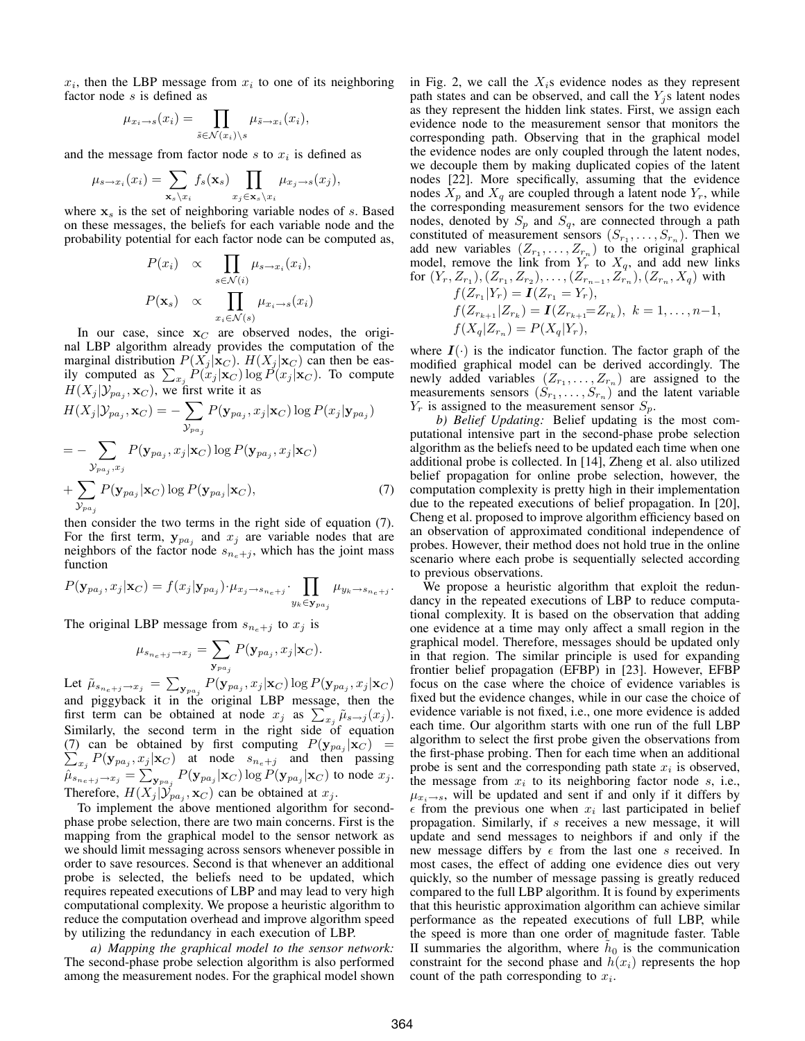$x_i$, then the LBP message from $x_i$ to one of its neighboring factor node $s$ is defined as

$$\mu_{x_i \to s}(x_i) = \prod_{\tilde{s} \in \mathcal{N}(x_i) \setminus s} \mu_{\tilde{s} \to x_i}(x_i),$$

and the message from factor node $s$ to $x_i$ is defined as

$$\mu_{s \to x_i}(x_i) = \sum_{\mathbf{x}_s \setminus x_i} f_s(\mathbf{x}_s) \prod_{x_j \in \mathbf{x}_s \setminus x_i} \mu_{x_j \to s}(x_j),$$

where $\mathbf{x}_s$ is the set of neighboring variable nodes of $s$. Based on these messages, the beliefs for each variable node and the probability potential for each factor node can be computed as,

$$P(x_i) \propto \prod_{s \in \mathcal{N}(i)} \mu_{s \to x_i}(x_i),$$

$$P(\mathbf{x}_s) \propto \prod_{x_i \in \mathcal{N}(s)} \mu_{x_i \to s}(x_i)$$

In our case, since $\mathbf{x}_C$ are observed nodes, the original LBP algorithm already provides the computation of the marginal distribution $P(X_j|\mathbf{x}_C)$. $H(X_j|\mathbf{x}_C)$ can then be easily computed as $\sum_{x_j} P(x_j|\mathbf{x}_C) \log P(x_j|\mathbf{x}_C)$. To compute $H(X_j|\mathcal{Y}_{pa_j}, \mathbf{x}_C)$, we first write it as

$$\begin{aligned}
H(X_j|\mathcal{Y}_{pa_j}, \mathbf{x}_C) &= - \sum_{\mathcal{Y}_{pa_j}} P(\mathbf{y}_{pa_j}, x_j|\mathbf{x}_C) \log P(x_j|\mathbf{y}_{pa_j}) \\
&= - \sum_{\mathcal{Y}_{pa_j}, x_j} P(\mathbf{y}_{pa_j}, x_j|\mathbf{x}_C) \log P(\mathbf{y}_{pa_j}, x_j|\mathbf{x}_C) \\
&+ \sum_{\mathcal{Y}_{pa_j}} P(\mathbf{y}_{pa_j}|\mathbf{x}_C) \log P(\mathbf{y}_{pa_j}|\mathbf{x}_C), \qquad (7)
\end{aligned}$$

then consider the two terms in the right side of equation (7). For the first term, $\mathbf{y}_{pa_j}$ and $x_j$ are variable nodes that are neighbors of the factor node $s_{n_e+j}$, which has the joint mass function

$$P(\mathbf{y}_{pa_j}, x_j|\mathbf{x}_C) = f(x_j|\mathbf{y}_{pa_j}) \cdot \mu_{x_j \to s_{n_e+j}} \cdot \prod_{y_k \in \mathbf{y}_{pa_j}} \mu_{y_k \to s_{n_e+j}}.$$

The original LBP message from $s_{n_e+j}$ to $x_j$ is

$$\mu_{s_{n_e+j} \to x_j} = \sum_{\mathbf{y}_{pa_j}} P(\mathbf{y}_{pa_j}, x_j|\mathbf{x}_C).$$

Let $\tilde{\mu}_{s_{n_e+j} \to x_j} = \sum_{\mathbf{y}_{pa_j}} P(\mathbf{y}_{pa_j}, x_j|\mathbf{x}_C) \log P(\mathbf{y}_{pa_j}, x_j|\mathbf{x}_C)$ and piggyback it in the original LBP message, then the first term can be obtained at node $x_j$ as $\sum_{x_j} \tilde{\mu}_{s \to j}(x_j)$. Similarly, the second term in the right side of equation (7) can be obtained by first computing $P(\mathbf{y}_{pa_j}|\mathbf{x}_C) = \sum_{x_j} P(\mathbf{y}_{pa_j}, x_j|\mathbf{x}_C)$ at node $s_{n_e+j}$ and then passing $\hat{\mu}_{s_{n_e+j} \to x_j} = \sum_{\mathbf{y}_{pa_j}} P(\mathbf{y}_{pa_j}|\mathbf{x}_C) \log P(\mathbf{y}_{pa_j}|\mathbf{x}_C)$ to node $x_j$. Therefore, $H(X_j|\mathcal{Y}_{pa_j}, \mathbf{x}_C)$ can be obtained at $x_j$.

To implement the above mentioned algorithm for second-phase probe selection, there are two main concerns. First is the mapping from the graphical model to the sensor network as we should limit messaging across sensors whenever possible in order to save resources. Second is that whenever an additional probe is selected, the beliefs need to be updated, which requires repeated executions of LBP and may lead to very high computational complexity. We propose a heuristic algorithm to reduce the computation overhead and improve algorithm speed by utilizing the redundancy in each execution of LBP.

*a) Mapping the graphical model to the sensor network:* The second-phase probe selection algorithm is also performed among the measurement nodes. For the graphical model shown in Fig. 2, we call the $X_i$s evidence nodes as they represent path states and can be observed, and call the $Y_j$s latent nodes as they represent the hidden link states. First, we assign each evidence node to the measurement sensor that monitors the corresponding path. Observing that in the graphical model the evidence nodes are only coupled through the latent nodes, we decouple them by making duplicated copies of the latent nodes [22]. More specifically, assuming that the evidence nodes $X_p$ and $X_q$ are coupled through a latent node $Y_r$, while the corresponding measurement sensors for the two evidence nodes, denoted by $S_p$ and $S_q$, are connected through a path constituted of measurement sensors $(S_{r_1}, \ldots, S_{r_n})$. Then we add new variables $(Z_{r_1}, \ldots, Z_{r_n})$ to the original graphical model, remove the link from $Y_r$ to $X_q$, and add new links for $(Y_r, Z_{r_1}), (Z_{r_1}, Z_{r_2}), \ldots, (Z_{r_{n-1}}, Z_{r_n}), (Z_{r_n}, X_q)$ with

$$f(Z_{r_1}|Y_r) = \boldsymbol{I}(Z_{r_1} = Y_r),$$
$$f(Z_{r_{k+1}}|Z_{r_k}) = \boldsymbol{I}(Z_{r_{k+1}} = Z_{r_k}), \; k = 1, \ldots, n-1,$$
$$f(X_q|Z_{r_n}) = P(X_q|Y_r),$$

where $\boldsymbol{I}(\cdot)$ is the indicator function. The factor graph of the modified graphical model can be derived accordingly. The newly added variables $(Z_{r_1}, \ldots, Z_{r_n})$ are assigned to the measurements sensors $(S_{r_1}, \ldots, S_{r_n})$ and the latent variable $Y_r$ is assigned to the measurement sensor $S_p$.

*b) Belief Updating:* Belief updating is the most computational intensive part in the second-phase probe selection algorithm as the beliefs need to be updated each time when one additional probe is collected. In [14], Zheng et al. also utilized belief propagation for online probe selection, however, the computation complexity is pretty high in their implementation due to the repeated executions of belief propagation. In [20], Cheng et al. proposed to improve algorithm efficiency based on an observation of approximated conditional independence of probes. However, their method does not hold true in the online scenario where each probe is sequentially selected according to previous observations.

We propose a heuristic algorithm that exploit the redundancy in the repeated executions of LBP to reduce computational complexity. It is based on the observation that adding one evidence at a time may only affect a small region in the graphical model. Therefore, messages should be updated only in that region. The similar principle is used for expanding frontier belief propagation (EFBP) in [23]. However, EFBP focus on the case where the choice of evidence variables is fixed but the evidence changes, while in our case the choice of evidence variable is not fixed, i.e., one more evidence is added each time. Our algorithm starts with one run of the full LBP algorithm to select the first probe given the observations from the first-phase probing. Then for each time when an additional probe is sent and the corresponding path state $x_i$ is observed, the message from $x_i$ to its neighboring factor node $s$, i.e., $\mu_{x_i \to s}$, will be updated and sent if and only if it differs by $\epsilon$ from the previous one when $x_i$ last participated in belief propagation. Similarly, if $s$ receives a new message, it will update and send messages to neighbors if and only if the new message differs by $\epsilon$ from the last one $s$ received. In most cases, the effect of adding one evidence dies out very quickly, so the number of message passing is greatly reduced compared to the full LBP algorithm. It is found by experiments that this heuristic approximation algorithm can achieve similar performance as the repeated executions of full LBP, while the speed is more than one order of magnitude faster. Table II summaries the algorithm, where $\tilde{h}_0$ is the communication constraint for the second phase and $h(x_i)$ represents the hop count of the path corresponding to $x_i$.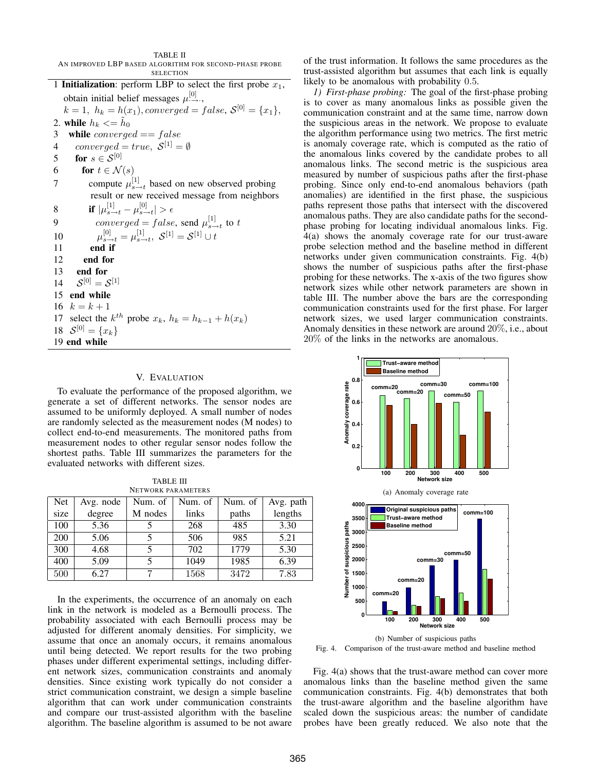TABLE II
AN IMPROVED LBP BASED ALGORITHM FOR SECOND-PHASE PROBE SELECTION

1 **Initialization**: perform LBP to select the first probe $x_1$, obtain initial belief messages $\mu^{[0]}_{\cdot \to \cdot}$,
$k = 1,\ h_k = h(x_1), converged = false, \mathcal{S}^{[0]} = \{x_1\}$,
2. **while** $h_k <= \tilde{h}_0$
3 **while** $converged == false$
4 $converged = true,\ \mathcal{S}^{[1]} = \emptyset$
5 **for** $s \in \mathcal{S}^{[0]}$
6 **for** $t \in \mathcal{N}(s)$
7 compute $\mu^{[1]}_{s \to t}$ based on new observed probing result or new received message from neighbors
8 **if** $|\mu^{[1]}_{s \to t} - \mu^{[0]}_{s \to t}| > \epsilon$
9 $converged = false$, send $\mu^{[1]}_{s \to t}$ to $t$
10 $\mu^{[0]}_{s \to t} = \mu^{[1]}_{s \to t},\ \mathcal{S}^{[1]} = \mathcal{S}^{[1]} \cup t$
11 **end if**
12 **end for**
13 **end for**
14 $\mathcal{S}^{[0]} = \mathcal{S}^{[1]}$
15 **end while**
16 $k = k + 1$
17 select the $k^{th}$ probe $x_k$, $h_k = h_{k-1} + h(x_k)$
18 $\mathcal{S}^{[0]} = \{x_k\}$
19 **end while**

## V. EVALUATION

To evaluate the performance of the proposed algorithm, we generate a set of different networks. The sensor nodes are assumed to be uniformly deployed. A small number of nodes are randomly selected as the measurement nodes (M nodes) to collect end-to-end measurements. The monitored paths from measurement nodes to other regular sensor nodes follow the shortest paths. Table III summarizes the parameters for the evaluated networks with different sizes.

TABLE III
NETWORK PARAMETERS

| Net size | Avg. node degree | Num. of M nodes | Num. of links | Num. of paths | Avg. path lengths |
|---|---|---|---|---|---|
| 100 | 5.36 | 5 | 268 | 485 | 3.30 |
| 200 | 5.06 | 5 | 506 | 985 | 5.21 |
| 300 | 4.68 | 5 | 702 | 1779 | 5.30 |
| 400 | 5.09 | 5 | 1049 | 1985 | 6.39 |
| 500 | 6.27 | 7 | 1568 | 3472 | 7.83 |

In the experiments, the occurrence of an anomaly on each link in the network is modeled as a Bernoulli process. The probability associated with each Bernoulli process may be adjusted for different anomaly densities. For simplicity, we assume that once an anomaly occurs, it remains anomalous until being detected. We report results for the two probing phases under different experimental settings, including different network sizes, communication constraints and anomaly densities. Since existing work typically do not consider a strict communication constraint, we design a simple baseline algorithm that can work under communication constraints and compare our trust-assisted algorithm with the baseline algorithm. The baseline algorithm is assumed to be not aware of the trust information. It follows the same procedures as the trust-assisted algorithm but assumes that each link is equally likely to be anomalous with probability 0.5.

*1) First-phase probing:* The goal of the first-phase probing is to cover as many anomalous links as possible given the communication constraint and at the same time, narrow down the suspicious areas in the network. We propose to evaluate the algorithm performance using two metrics. The first metric is anomaly coverage rate, which is computed as the ratio of the anomalous links covered by the candidate probes to all anomalous links. The second metric is the suspicious area measured by number of suspicious paths after the first-phase probing. Since only end-to-end anomalous behaviors (path anomalies) are identified in the first phase, the suspicious paths represent those paths that intersect with the discovered anomalous paths. They are also candidate paths for the second-phase probing for locating individual anomalous links. Fig. 4(a) shows the anomaly coverage rate for our trust-aware probe selection method and the baseline method in different networks under given communication constraints. Fig. 4(b) shows the number of suspicious paths after the first-phase probing for these networks. The x-axis of the two figures show network sizes while other network parameters are shown in table III. The number above the bars are the corresponding communication constraints used for the first phase. For larger network sizes, we used larger communication constraints. Anomaly densities in these network are around 20%, i.e., about 20% of the links in the networks are anomalous.

Trust-aware method
Baseline method
Anomaly coverage rate
comm=20 comm=20 comm=30 comm=50 comm=100
Network size
100 200 300 400 500

(a) Anomaly coverage rate

Original suspicious paths
Trust-aware method
Baseline method
Number of suspicious paths
comm=20 comm=20 comm=30 comm=50 comm=100
Network size
100 200 300 400 500

(b) Number of suspicious paths

Fig. 4. Comparison of the trust-aware method and baseline method

Fig. 4(a) shows that the trust-aware method can cover more anomalous links than the baseline method given the same communication constraints. Fig. 4(b) demonstrates that both the trust-aware algorithm and the baseline algorithm have scaled down the suspicious areas: the number of candidate probes have been greatly reduced. We also note that the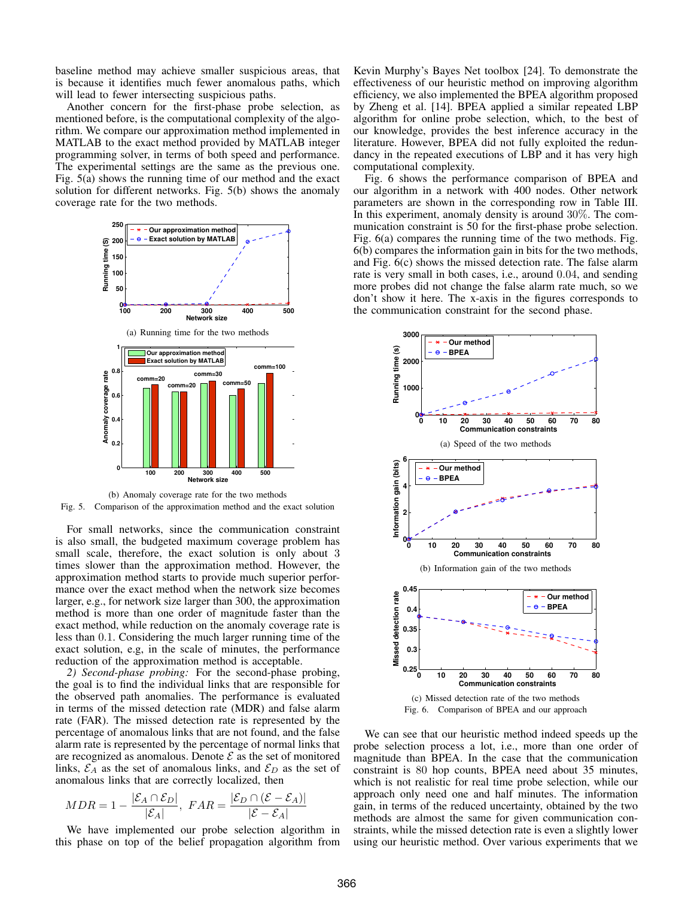baseline method may achieve smaller suspicious areas, that is because it identifies much fewer anomalous paths, which will lead to fewer intersecting suspicious paths.

Another concern for the first-phase probe selection, as mentioned before, is the computational complexity of the algorithm. We compare our approximation method implemented in MATLAB to the exact method provided by MATLAB integer programming solver, in terms of both speed and performance. The experimental settings are the same as the previous one. Fig. 5(a) shows the running time of our method and the exact solution for different networks. Fig. 5(b) shows the anomaly coverage rate for the two methods.

(a) Running time for the two methods

(b) Anomaly coverage rate for the two methods

Fig. 5. Comparison of the approximation method and the exact solution

For small networks, since the communication constraint is also small, the budgeted maximum coverage problem has small scale, therefore, the exact solution is only about 3 times slower than the approximation method. However, the approximation method starts to provide much superior performance over the exact method when the network size becomes larger, e.g., for network size larger than 300, the approximation method is more than one order of magnitude faster than the exact method, while reduction on the anomaly coverage rate is less than 0.1. Considering the much larger running time of the exact solution, e.g, in the scale of minutes, the performance reduction of the approximation method is acceptable.

*2) Second-phase probing:* For the second-phase probing, the goal is to find the individual links that are responsible for the observed path anomalies. The performance is evaluated in terms of the missed detection rate (MDR) and false alarm rate (FAR). The missed detection rate is represented by the percentage of anomalous links that are not found, and the false alarm rate is represented by the percentage of normal links that are recognized as anomalous. Denote $\mathcal{E}$ as the set of monitored links, $\mathcal{E}_A$ as the set of anomalous links, and $\mathcal{E}_D$ as the set of anomalous links that are correctly localized, then

$$MDR = 1 - \frac{|\mathcal{E}_A \cap \mathcal{E}_D|}{|\mathcal{E}_A|}, \ FAR = \frac{|\mathcal{E}_D \cap (\mathcal{E} - \mathcal{E}_A)|}{|\mathcal{E} - \mathcal{E}_A|}$$

We have implemented our probe selection algorithm in this phase on top of the belief propagation algorithm from Kevin Murphy's Bayes Net toolbox [24]. To demonstrate the effectiveness of our heuristic method on improving algorithm efficiency, we also implemented the BPEA algorithm proposed by Zheng et al. [14]. BPEA applied a similar repeated LBP algorithm for online probe selection, which, to the best of our knowledge, provides the best inference accuracy in the literature. However, BPEA did not fully exploited the redundancy in the repeated executions of LBP and it has very high computational complexity.

Fig. 6 shows the performance comparison of BPEA and our algorithm in a network with 400 nodes. Other network parameters are shown in the corresponding row in Table III. In this experiment, anomaly density is around 30%. The communication constraint is 50 for the first-phase probe selection. Fig. 6(a) compares the running time for the two methods. Fig. 6(b) compares the information gain in bits for the two methods, and Fig. 6(c) shows the missed detection rate. The false alarm rate is very small in both cases, i.e., around 0.04, and sending more probes did not change the false alarm rate much, so we don't show it here. The x-axis in the figures corresponds to the communication constraint for the second phase.

(a) Speed of the two methods

(b) Information gain of the two methods

(c) Missed detection rate of the two methods

Fig. 6. Comparison of BPEA and our approach

We can see that our heuristic method indeed speeds up the probe selection process a lot, i.e., more than one order of magnitude faster than BPEA. In the case that the communication constraint is 80 hop counts, BPEA need about 35 minutes, which is not realistic for real time probe selection, while our approach only need one and half minutes. The information gain, in terms of the reduced uncertainty, obtained by the two methods are almost the same for given communication constraints, while the missed detection rate is even a slightly lower using our heuristic method. Over various experiments that we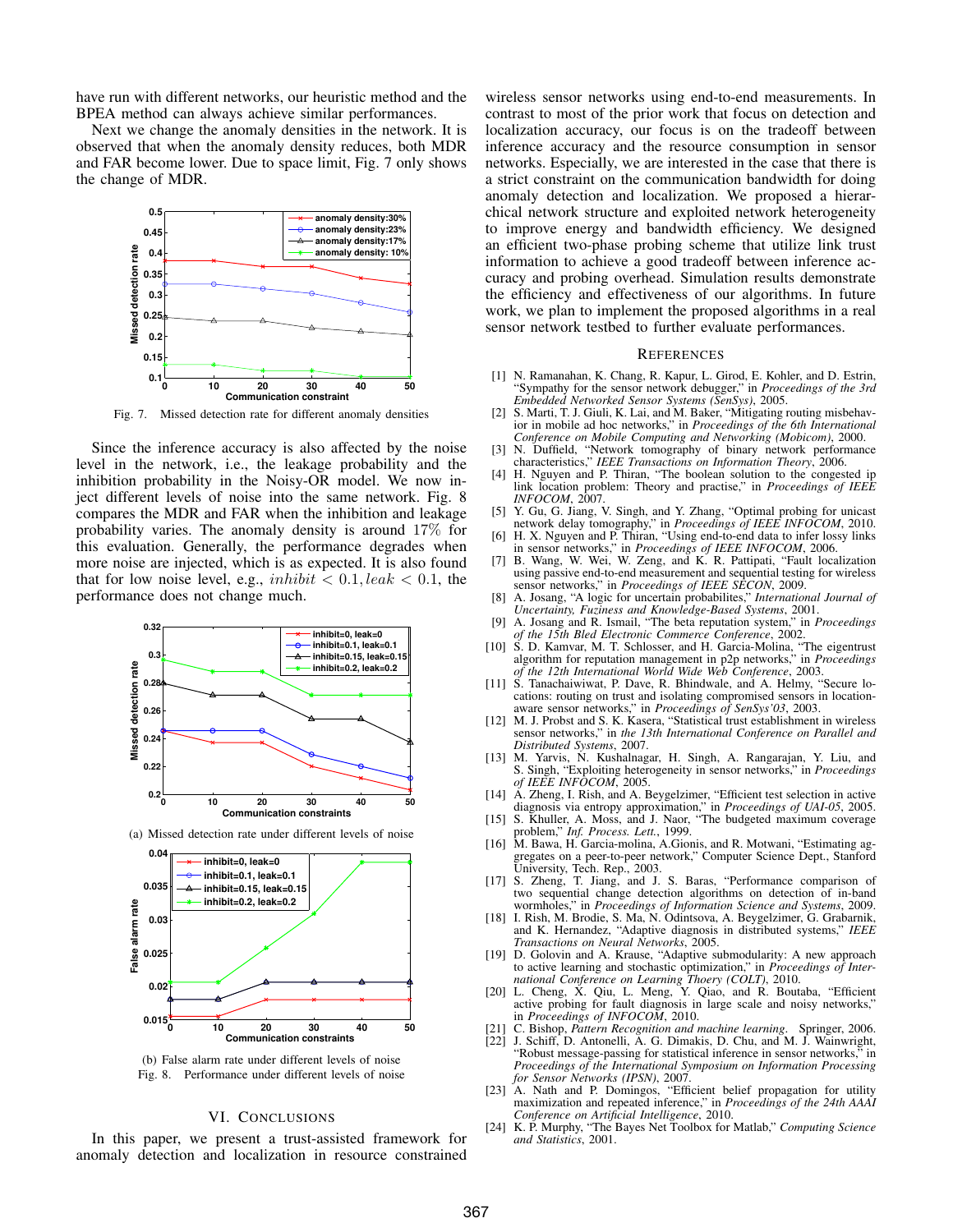have run with different networks, our heuristic method and the BPEA method can always achieve similar performances.

Next we change the anomaly densities in the network. It is observed that when the anomaly density reduces, both MDR and FAR become lower. Due to space limit, Fig. 7 only shows the change of MDR.

Missed detection rate
0.5
0.45
0.4
0.35
0.3
0.25
0.2
0.15
0.1
0 10 20 30 40 50
Communication constraint
anomaly density:30%
anomaly density:23%
anomaly density:17%
anomaly density: 10%

Fig. 7. Missed detection rate for different anomaly densities

Since the inference accuracy is also affected by the noise level in the network, i.e., the leakage probability and the inhibition probability in the Noisy-OR model. We now inject different levels of noise into the same network. Fig. 8 compares the MDR and FAR when the inhibition and leakage probability varies. The anomaly density is around 17% for this evaluation. Generally, the performance degrades when more noise are injected, which is as expected. It is also found that for low noise level, e.g., $inhibit < 0.1, leak < 0.1$, the performance does not change much.

Missed detection rate
0.32
0.3
0.28
0.26
0.24
0.22
0.2
0 10 20 30 40 50
Communication constraints
inhibit=0, leak=0
inhibit=0.1, leak=0.1
inhibit=0.15, leak=0.15
inhibit=0.2, leak=0.2

(a) Missed detection rate under different levels of noise

False alarm rate
0.04
0.035
0.03
0.025
0.02
0.015
0 10 20 30 40 50
Communication constraints
inhibit=0, leak=0
inhibit=0.1, leak=0.1
inhibit=0.15, leak=0.15
inhibit=0.2, leak=0.2

(b) False alarm rate under different levels of noise

Fig. 8. Performance under different levels of noise

## VI. Conclusions

In this paper, we present a trust-assisted framework for anomaly detection and localization in resource constrained wireless sensor networks using end-to-end measurements. In contrast to most of the prior work that focus on detection and localization accuracy, our focus is on the tradeoff between inference accuracy and the resource consumption in sensor networks. Especially, we are interested in the case that there is a strict constraint on the communication bandwidth for doing anomaly detection and localization. We proposed a hierarchical network structure and exploited network heterogeneity to improve energy and bandwidth efficiency. We designed an efficient two-phase probing scheme that utilize link trust information to achieve a good tradeoff between inference accuracy and probing overhead. Simulation results demonstrate the efficiency and effectiveness of our algorithms. In future work, we plan to implement the proposed algorithms in a real sensor network testbed to further evaluate performances.

## References

[1] N. Ramanahan, K. Chang, R. Kapur, L. Girod, E. Kohler, and D. Estrin, "Sympathy for the sensor network debugger," in *Proceedings of the 3rd Embedded Networked Sensor Systems (SenSys)*, 2005.

[2] S. Marti, T. J. Giuli, K. Lai, and M. Baker, "Mitigating routing misbehavior in mobile ad hoc networks," in *Proceedings of the 6th International Conference on Mobile Computing and Networking (Mobicom)*, 2000.

[3] N. Duffield, "Network tomography of binary network performance characteristics," *IEEE Transactions on Information Theory*, 2006.

[4] H. Nguyen and P. Thiran, "The boolean solution to the congested ip link location problem: Theory and practise," in *Proceedings of IEEE INFOCOM*, 2007.

[5] Y. Gu, G. Jiang, V. Singh, and Y. Zhang, "Optimal probing for unicast network delay tomography," in *Proceedings of IEEE INFOCOM*, 2010.

[6] H. X. Nguyen and P. Thiran, "Using end-to-end data to infer lossy links in sensor networks," in *Proceedings of IEEE INFOCOM*, 2006.

[7] B. Wang, W. Wei, W. Zeng, and K. R. Pattipati, "Fault localization using passive end-to-end measurement and sequential testing for wireless sensor networks," in *Proceedings of IEEE SECON*, 2009.

[8] A. Josang, "A logic for uncertain probabilites," *International Journal of Uncertainty, Fuziness and Knowledge-Based Systems*, 2001.

[9] A. Josang and R. Ismail, "The beta reputation system," in *Proceedings of the 15th Bled Electronic Commerce Conference*, 2002.

[10] S. D. Kamvar, M. T. Schlosser, and H. Garcia-Molina, "The eigentrust algorithm for reputation management in p2p networks," in *Proceedings of the 12th International World Wide Web Conference*, 2003.

[11] S. Tanachaiwiwat, P. Dave, R. Bhindwale, and A. Helmy, "Secure locations: routing on trust and isolating compromised sensors in location-aware sensor networks," in *Proceedings of SenSys'03*, 2003.

[12] M. J. Probst and S. K. Kasera, "Statistical trust establishment in wireless sensor networks," in *the 13th International Conference on Parallel and Distributed Systems*, 2007.

[13] M. Yarvis, N. Kushalnagar, H. Singh, A. Rangarajan, Y. Liu, and S. Singh, "Exploiting heterogeneity in sensor networks," in *Proceedings of IEEE INFOCOM*, 2005.

[14] A. Zheng, I. Rish, and A. Beygelzimer, "Efficient test selection in active diagnosis via entropy approximation," in *Proceedings of UAI-05*, 2005.

[15] S. Khuller, A. Moss, and J. Naor, "The budgeted maximum coverage problem," *Inf. Process. Lett.*, 1999.

[16] M. Bawa, H. Garcia-molina, A.Gionis, and R. Motwani, "Estimating aggregates on a peer-to-peer network," Computer Science Dept., Stanford University, Tech. Rep., 2003.

[17] S. Zheng, T. Jiang, and J. S. Baras, "Performance comparison of two sequential change detection algorithms on detection of in-band wormholes," in *Proceedings of Information Science and Systems*, 2009.

[18] I. Rish, M. Brodie, S. Ma, N. Odintsova, A. Beygelzimer, G. Grabarnik, and K. Hernandez, "Adaptive diagnosis in distributed systems," *IEEE Transactions on Neural Networks*, 2005.

[19] D. Golovin and A. Krause, "Adaptive submodularity: A new approach to active learning and stochastic optimization," in *Proceedings of International Conference on Learning Thoery (COLT)*, 2010.

[20] L. Cheng, X. Qiu, L. Meng, Y. Qiao, and R. Boutaba, "Efficient active probing for fault diagnosis in large scale and noisy networks," in *Proceedings of INFOCOM*, 2010.

[21] C. Bishop, *Pattern Recognition and machine learning*. Springer, 2006.

[22] J. Schiff, D. Antonelli, A. G. Dimakis, D. Chu, and M. J. Wainwright, "Robust message-passing for statistical inference in sensor networks," in *Proceedings of the International Symposium on Information Processing for Sensor Networks (IPSN)*, 2007.

[23] A. Nath and P. Domingos, "Efficient belief propagation for utility maximization and repeated inference," in *Proceedings of the 24th AAAI Conference on Artificial Intelligence*, 2010.

[24] K. P. Murphy, "The Bayes Net Toolbox for Matlab," *Computing Science and Statistics*, 2001.